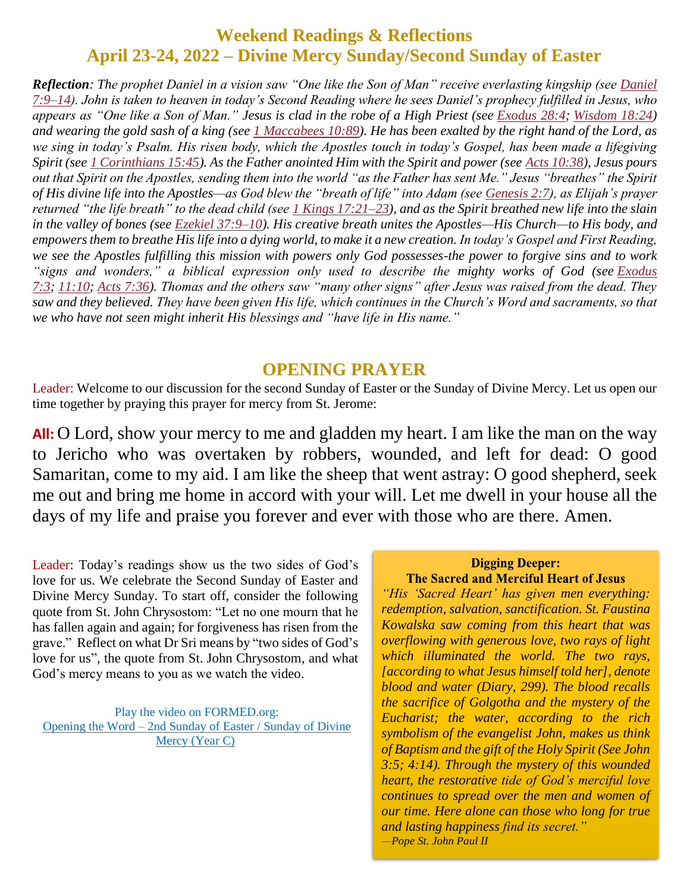# Weekend Readings & Reflections
# April 23-24, 2022 – Divine Mercy Sunday/Second Sunday of Easter

***Reflection**: The prophet Daniel in a vision saw "One like the Son of Man" receive everlasting kingship (see Daniel 7:9–14). John is taken to heaven in today's Second Reading where he sees Daniel's prophecy fulfilled in Jesus, who appears as "One like a Son of Man." Jesus is clad in the robe of a High Priest (see Exodus 28:4; Wisdom 18:24) and wearing the gold sash of a king (see 1 Maccabees 10:89). He has been exalted by the right hand of the Lord, as we sing in today's Psalm. His risen body, which the Apostles touch in today's Gospel, has been made a lifegiving Spirit (see 1 Corinthians 15:45). As the Father anointed Him with the Spirit and power (see Acts 10:38), Jesus pours out that Spirit on the Apostles, sending them into the world "as the Father has sent Me." Jesus "breathes" the Spirit of His divine life into the Apostles—as God blew the "breath of life" into Adam (see Genesis 2:7), as Elijah's prayer returned "the life breath" to the dead child (see 1 Kings 17:21–23), and as the Spirit breathed new life into the slain in the valley of bones (see Ezekiel 37:9–10). His creative breath unites the Apostles—His Church—to His body, and empowers them to breathe His life into a dying world, to make it a new creation. In today's Gospel and First Reading, we see the Apostles fulfilling this mission with powers only God possesses-the power to forgive sins and to work "signs and wonders," a biblical expression only used to describe the mighty works of God (see Exodus 7:3; 11:10; Acts 7:36). Thomas and the others saw "many other signs" after Jesus was raised from the dead. They saw and they believed. They have been given His life, which continues in the Church's Word and sacraments, so that we who have not seen might inherit His blessings and "have life in His name."*

## OPENING PRAYER

Leader: Welcome to our discussion for the second Sunday of Easter or the Sunday of Divine Mercy. Let us open our time together by praying this prayer for mercy from St. Jerome:

**All:** O Lord, show your mercy to me and gladden my heart. I am like the man on the way to Jericho who was overtaken by robbers, wounded, and left for dead: O good Samaritan, come to my aid. I am like the sheep that went astray: O good shepherd, seek me out and bring me home in accord with your will. Let me dwell in your house all the days of my life and praise you forever and ever with those who are there. Amen.

Leader: Today's readings show us the two sides of God's love for us. We celebrate the Second Sunday of Easter and Divine Mercy Sunday. To start off, consider the following quote from St. John Chrysostom: "Let no one mourn that he has fallen again and again; for forgiveness has risen from the grave." Reflect on what Dr Sri means by "two sides of God's love for us", the quote from St. John Chrysostom, and what God's mercy means to you as we watch the video.

Play the video on FORMED.org:
Opening the Word – 2nd Sunday of Easter / Sunday of Divine Mercy (Year C)

**Digging Deeper:**
**The Sacred and Merciful Heart of Jesus**

*"His 'Sacred Heart' has given men everything: redemption, salvation, sanctification. St. Faustina Kowalska saw coming from this heart that was overflowing with generous love, two rays of light which illuminated the world. The two rays, [according to what Jesus himself told her], denote blood and water (Diary, 299). The blood recalls the sacrifice of Golgotha and the mystery of the Eucharist; the water, according to the rich symbolism of the evangelist John, makes us think of Baptism and the gift of the Holy Spirit (See John 3:5; 4:14). Through the mystery of this wounded heart, the restorative tide of God's merciful love continues to spread over the men and women of our time. Here alone can those who long for true and lasting happiness find its secret."*
*—Pope St. John Paul II*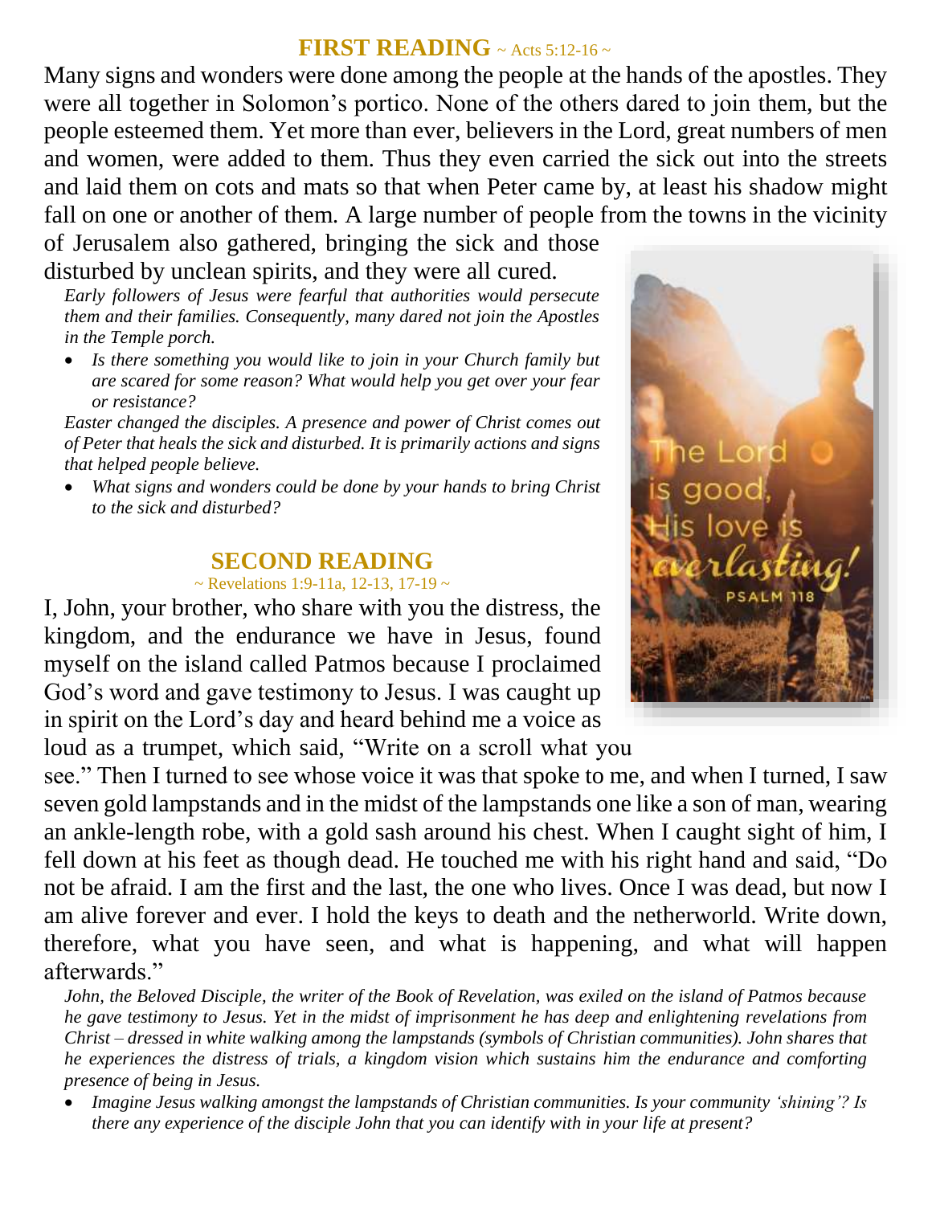## FIRST READING ~ Acts 5:12-16 ~

Many signs and wonders were done among the people at the hands of the apostles. They were all together in Solomon's portico. None of the others dared to join them, but the people esteemed them. Yet more than ever, believers in the Lord, great numbers of men and women, were added to them. Thus they even carried the sick out into the streets and laid them on cots and mats so that when Peter came by, at least his shadow might fall on one or another of them. A large number of people from the towns in the vicinity of Jerusalem also gathered, bringing the sick and those disturbed by unclean spirits, and they were all cured.

*Early followers of Jesus were fearful that authorities would persecute them and their families. Consequently, many dared not join the Apostles in the Temple porch.*

- *Is there something you would like to join in your Church family but are scared for some reason? What would help you get over your fear or resistance?*

*Easter changed the disciples. A presence and power of Christ comes out of Peter that heals the sick and disturbed. It is primarily actions and signs that helped people believe.*

- *What signs and wonders could be done by your hands to bring Christ to the sick and disturbed?*

The Lord is good, His love is everlasting! PSALM 118

## SECOND READING

~ Revelations 1:9-11a, 12-13, 17-19 ~

I, John, your brother, who share with you the distress, the kingdom, and the endurance we have in Jesus, found myself on the island called Patmos because I proclaimed God's word and gave testimony to Jesus. I was caught up in spirit on the Lord's day and heard behind me a voice as loud as a trumpet, which said, "Write on a scroll what you see." Then I turned to see whose voice it was that spoke to me, and when I turned, I saw seven gold lampstands and in the midst of the lampstands one like a son of man, wearing an ankle-length robe, with a gold sash around his chest. When I caught sight of him, I fell down at his feet as though dead. He touched me with his right hand and said, "Do not be afraid. I am the first and the last, the one who lives. Once I was dead, but now I am alive forever and ever. I hold the keys to death and the netherworld. Write down, therefore, what you have seen, and what is happening, and what will happen afterwards."

*John, the Beloved Disciple, the writer of the Book of Revelation, was exiled on the island of Patmos because he gave testimony to Jesus. Yet in the midst of imprisonment he has deep and enlightening revelations from Christ – dressed in white walking among the lampstands (symbols of Christian communities). John shares that he experiences the distress of trials, a kingdom vision which sustains him the endurance and comforting presence of being in Jesus.*

- *Imagine Jesus walking amongst the lampstands of Christian communities. Is your community 'shining'? Is there any experience of the disciple John that you can identify with in your life at present?*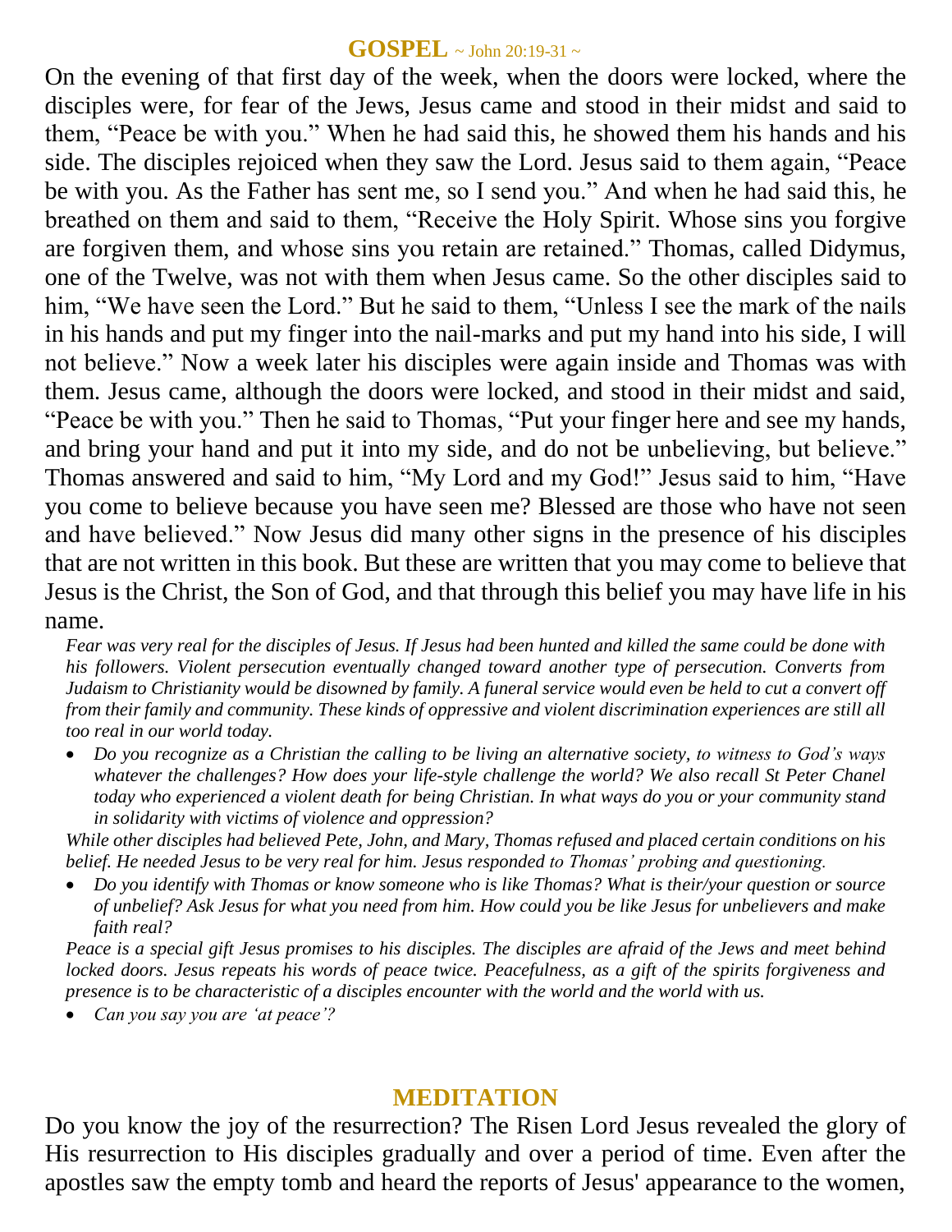## GOSPEL ~ John 20:19-31 ~

On the evening of that first day of the week, when the doors were locked, where the disciples were, for fear of the Jews, Jesus came and stood in their midst and said to them, “Peace be with you.” When he had said this, he showed them his hands and his side. The disciples rejoiced when they saw the Lord. Jesus said to them again, “Peace be with you. As the Father has sent me, so I send you.” And when he had said this, he breathed on them and said to them, “Receive the Holy Spirit. Whose sins you forgive are forgiven them, and whose sins you retain are retained.” Thomas, called Didymus, one of the Twelve, was not with them when Jesus came. So the other disciples said to him, “We have seen the Lord.” But he said to them, “Unless I see the mark of the nails in his hands and put my finger into the nail-marks and put my hand into his side, I will not believe.” Now a week later his disciples were again inside and Thomas was with them. Jesus came, although the doors were locked, and stood in their midst and said, “Peace be with you.” Then he said to Thomas, “Put your finger here and see my hands, and bring your hand and put it into my side, and do not be unbelieving, but believe.” Thomas answered and said to him, “My Lord and my God!” Jesus said to him, “Have you come to believe because you have seen me? Blessed are those who have not seen and have believed.” Now Jesus did many other signs in the presence of his disciples that are not written in this book. But these are written that you may come to believe that Jesus is the Christ, the Son of God, and that through this belief you may have life in his name.

*Fear was very real for the disciples of Jesus. If Jesus had been hunted and killed the same could be done with his followers. Violent persecution eventually changed toward another type of persecution. Converts from Judaism to Christianity would be disowned by family. A funeral service would even be held to cut a convert off from their family and community. These kinds of oppressive and violent discrimination experiences are still all too real in our world today.*

- *Do you recognize as a Christian the calling to be living an alternative society, to witness to God’s ways whatever the challenges? How does your life-style challenge the world? We also recall St Peter Chanel today who experienced a violent death for being Christian. In what ways do you or your community stand in solidarity with victims of violence and oppression?*

*While other disciples had believed Pete, John, and Mary, Thomas refused and placed certain conditions on his belief. He needed Jesus to be very real for him. Jesus responded to Thomas’ probing and questioning.*

- *Do you identify with Thomas or know someone who is like Thomas? What is their/your question or source of unbelief? Ask Jesus for what you need from him. How could you be like Jesus for unbelievers and make faith real?*

*Peace is a special gift Jesus promises to his disciples. The disciples are afraid of the Jews and meet behind locked doors. Jesus repeats his words of peace twice. Peacefulness, as a gift of the spirits forgiveness and presence is to be characteristic of a disciples encounter with the world and the world with us.*

- *Can you say you are ‘at peace’?*

## MEDITATION

Do you know the joy of the resurrection? The Risen Lord Jesus revealed the glory of His resurrection to His disciples gradually and over a period of time. Even after the apostles saw the empty tomb and heard the reports of Jesus' appearance to the women,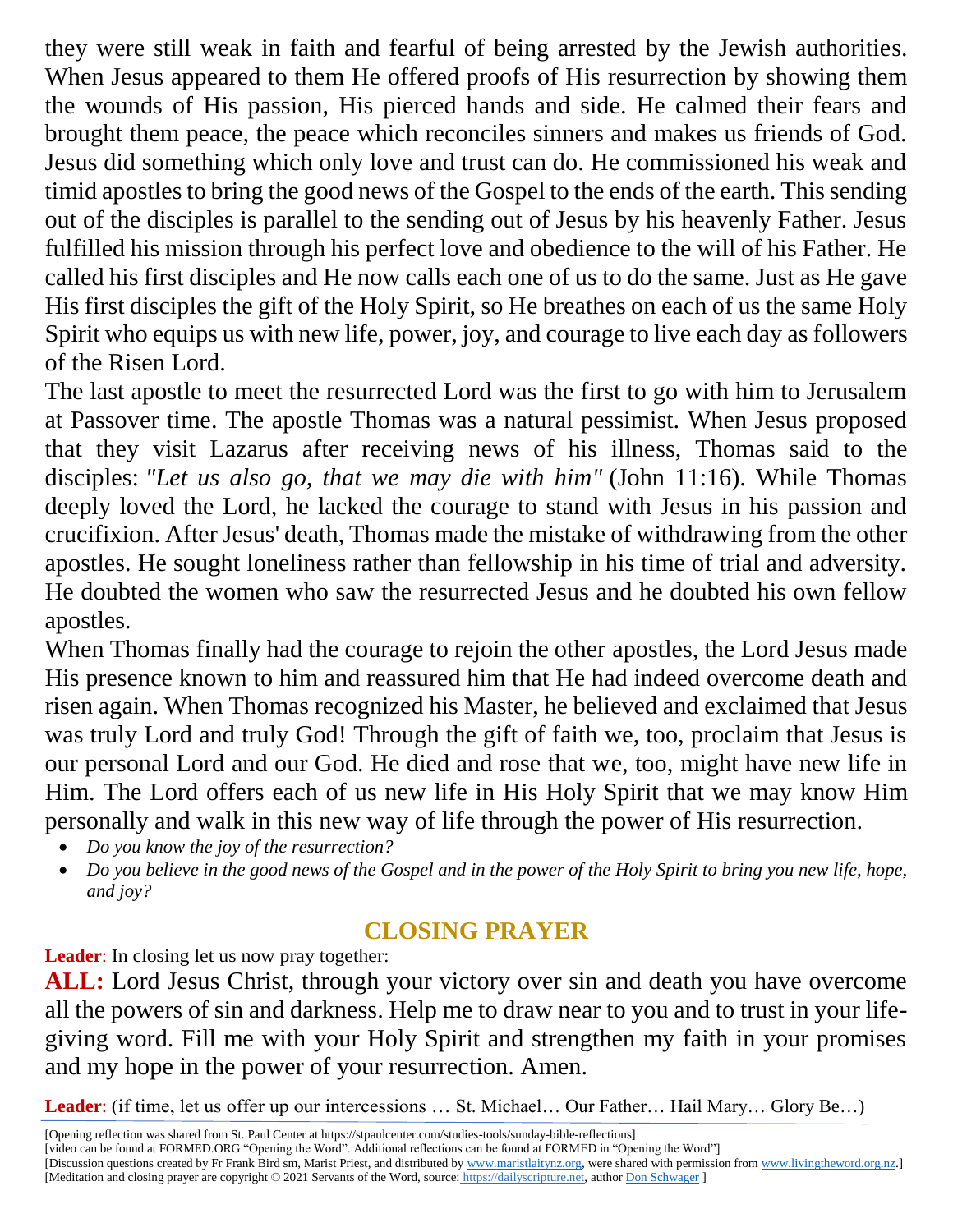they were still weak in faith and fearful of being arrested by the Jewish authorities. When Jesus appeared to them He offered proofs of His resurrection by showing them the wounds of His passion, His pierced hands and side. He calmed their fears and brought them peace, the peace which reconciles sinners and makes us friends of God. Jesus did something which only love and trust can do. He commissioned his weak and timid apostles to bring the good news of the Gospel to the ends of the earth. This sending out of the disciples is parallel to the sending out of Jesus by his heavenly Father. Jesus fulfilled his mission through his perfect love and obedience to the will of his Father. He called his first disciples and He now calls each one of us to do the same. Just as He gave His first disciples the gift of the Holy Spirit, so He breathes on each of us the same Holy Spirit who equips us with new life, power, joy, and courage to live each day as followers of the Risen Lord.

The last apostle to meet the resurrected Lord was the first to go with him to Jerusalem at Passover time. The apostle Thomas was a natural pessimist. When Jesus proposed that they visit Lazarus after receiving news of his illness, Thomas said to the disciples: *"Let us also go, that we may die with him"* (John 11:16). While Thomas deeply loved the Lord, he lacked the courage to stand with Jesus in his passion and crucifixion. After Jesus' death, Thomas made the mistake of withdrawing from the other apostles. He sought loneliness rather than fellowship in his time of trial and adversity. He doubted the women who saw the resurrected Jesus and he doubted his own fellow apostles.

When Thomas finally had the courage to rejoin the other apostles, the Lord Jesus made His presence known to him and reassured him that He had indeed overcome death and risen again. When Thomas recognized his Master, he believed and exclaimed that Jesus was truly Lord and truly God! Through the gift of faith we, too, proclaim that Jesus is our personal Lord and our God. He died and rose that we, too, might have new life in Him. The Lord offers each of us new life in His Holy Spirit that we may know Him personally and walk in this new way of life through the power of His resurrection.

- *Do you know the joy of the resurrection?*
- *Do you believe in the good news of the Gospel and in the power of the Holy Spirit to bring you new life, hope, and joy?*

## CLOSING PRAYER

**Leader**: In closing let us now pray together:

**ALL:** Lord Jesus Christ, through your victory over sin and death you have overcome all the powers of sin and darkness. Help me to draw near to you and to trust in your life-giving word. Fill me with your Holy Spirit and strengthen my faith in your promises and my hope in the power of your resurrection. Amen.

**Leader**: (if time, let us offer up our intercessions … St. Michael… Our Father… Hail Mary… Glory Be…)

[Opening reflection was shared from St. Paul Center at https://stpaulcenter.com/studies-tools/sunday-bible-reflections]
[video can be found at FORMED.ORG "Opening the Word". Additional reflections can be found at FORMED in "Opening the Word"]
[Discussion questions created by Fr Frank Bird sm, Marist Priest, and distributed by www.maristlaitynz.org, were shared with permission from www.livingtheword.org.nz.]
[Meditation and closing prayer are copyright © 2021 Servants of the Word, source: https://dailyscripture.net, author Don Schwager ]